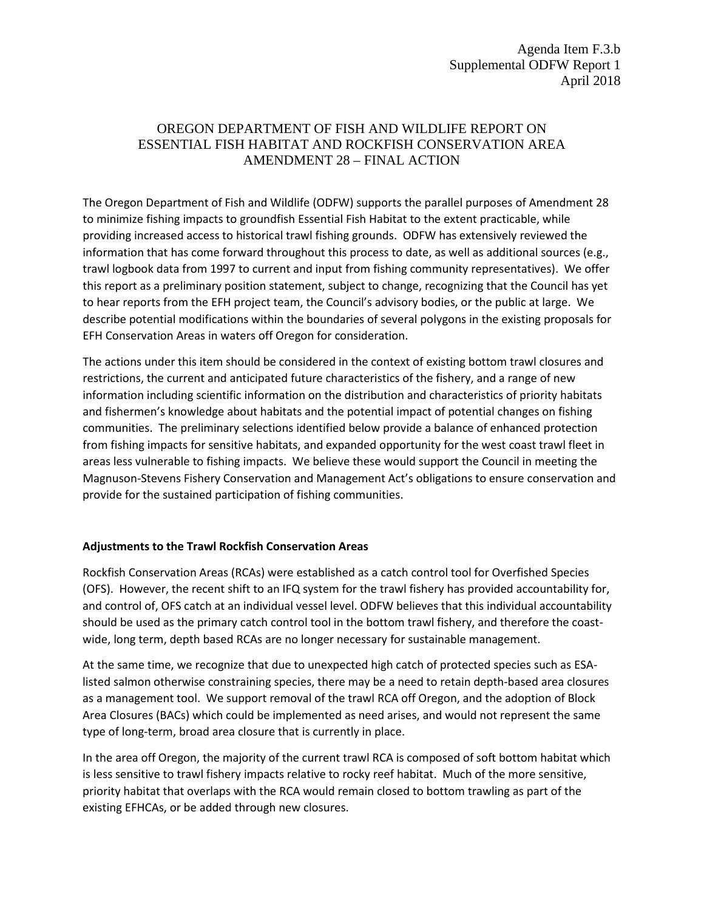Agenda Item F.3.b
Supplemental ODFW Report 1
April 2018

# OREGON DEPARTMENT OF FISH AND WILDLIFE REPORT ON ESSENTIAL FISH HABITAT AND ROCKFISH CONSERVATION AREA AMENDMENT 28 – FINAL ACTION

The Oregon Department of Fish and Wildlife (ODFW) supports the parallel purposes of Amendment 28 to minimize fishing impacts to groundfish Essential Fish Habitat to the extent practicable, while providing increased access to historical trawl fishing grounds. ODFW has extensively reviewed the information that has come forward throughout this process to date, as well as additional sources (e.g., trawl logbook data from 1997 to current and input from fishing community representatives). We offer this report as a preliminary position statement, subject to change, recognizing that the Council has yet to hear reports from the EFH project team, the Council's advisory bodies, or the public at large. We describe potential modifications within the boundaries of several polygons in the existing proposals for EFH Conservation Areas in waters off Oregon for consideration.

The actions under this item should be considered in the context of existing bottom trawl closures and restrictions, the current and anticipated future characteristics of the fishery, and a range of new information including scientific information on the distribution and characteristics of priority habitats and fishermen's knowledge about habitats and the potential impact of potential changes on fishing communities. The preliminary selections identified below provide a balance of enhanced protection from fishing impacts for sensitive habitats, and expanded opportunity for the west coast trawl fleet in areas less vulnerable to fishing impacts. We believe these would support the Council in meeting the Magnuson-Stevens Fishery Conservation and Management Act's obligations to ensure conservation and provide for the sustained participation of fishing communities.

## Adjustments to the Trawl Rockfish Conservation Areas

Rockfish Conservation Areas (RCAs) were established as a catch control tool for Overfished Species (OFS). However, the recent shift to an IFQ system for the trawl fishery has provided accountability for, and control of, OFS catch at an individual vessel level. ODFW believes that this individual accountability should be used as the primary catch control tool in the bottom trawl fishery, and therefore the coast-wide, long term, depth based RCAs are no longer necessary for sustainable management.

At the same time, we recognize that due to unexpected high catch of protected species such as ESA-listed salmon otherwise constraining species, there may be a need to retain depth-based area closures as a management tool. We support removal of the trawl RCA off Oregon, and the adoption of Block Area Closures (BACs) which could be implemented as need arises, and would not represent the same type of long-term, broad area closure that is currently in place.

In the area off Oregon, the majority of the current trawl RCA is composed of soft bottom habitat which is less sensitive to trawl fishery impacts relative to rocky reef habitat. Much of the more sensitive, priority habitat that overlaps with the RCA would remain closed to bottom trawling as part of the existing EFHCAs, or be added through new closures.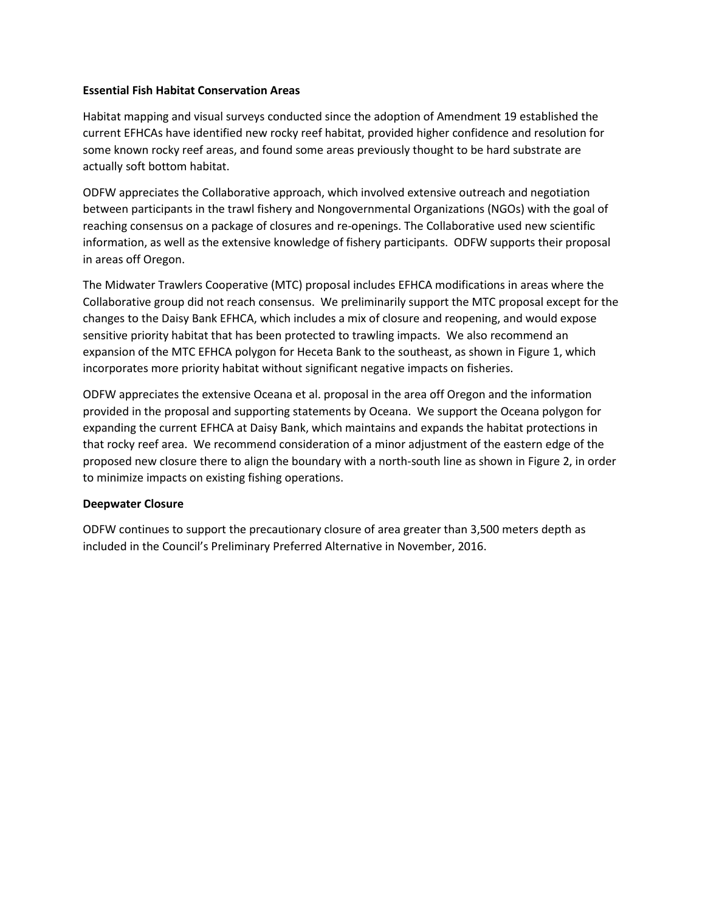**Essential Fish Habitat Conservation Areas**

Habitat mapping and visual surveys conducted since the adoption of Amendment 19 established the current EFHCAs have identified new rocky reef habitat, provided higher confidence and resolution for some known rocky reef areas, and found some areas previously thought to be hard substrate are actually soft bottom habitat.

ODFW appreciates the Collaborative approach, which involved extensive outreach and negotiation between participants in the trawl fishery and Nongovernmental Organizations (NGOs) with the goal of reaching consensus on a package of closures and re-openings. The Collaborative used new scientific information, as well as the extensive knowledge of fishery participants. ODFW supports their proposal in areas off Oregon.

The Midwater Trawlers Cooperative (MTC) proposal includes EFHCA modifications in areas where the Collaborative group did not reach consensus. We preliminarily support the MTC proposal except for the changes to the Daisy Bank EFHCA, which includes a mix of closure and reopening, and would expose sensitive priority habitat that has been protected to trawling impacts. We also recommend an expansion of the MTC EFHCA polygon for Heceta Bank to the southeast, as shown in Figure 1, which incorporates more priority habitat without significant negative impacts on fisheries.

ODFW appreciates the extensive Oceana et al. proposal in the area off Oregon and the information provided in the proposal and supporting statements by Oceana. We support the Oceana polygon for expanding the current EFHCA at Daisy Bank, which maintains and expands the habitat protections in that rocky reef area. We recommend consideration of a minor adjustment of the eastern edge of the proposed new closure there to align the boundary with a north-south line as shown in Figure 2, in order to minimize impacts on existing fishing operations.

**Deepwater Closure**

ODFW continues to support the precautionary closure of area greater than 3,500 meters depth as included in the Council's Preliminary Preferred Alternative in November, 2016.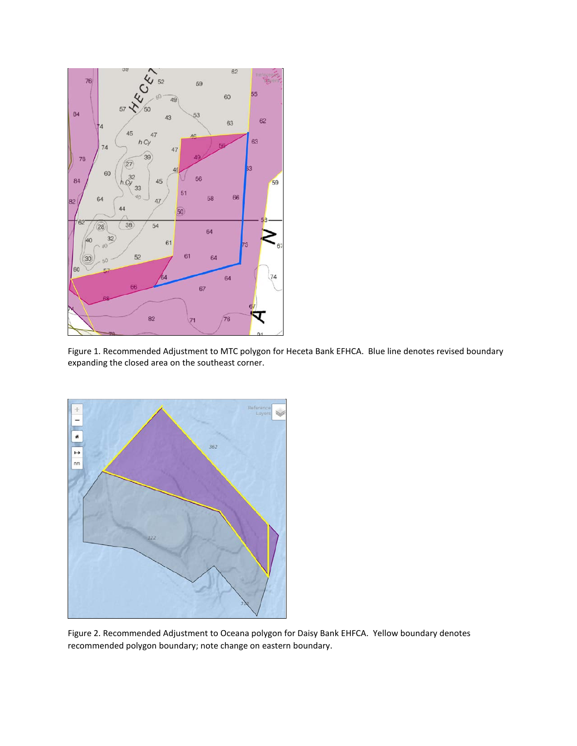Figure 1. Recommended Adjustment to MTC polygon for Heceta Bank EFHCA. Blue line denotes revised boundary expanding the closed area on the southeast corner.

Figure 2. Recommended Adjustment to Oceana polygon for Daisy Bank EHFCA. Yellow boundary denotes recommended polygon boundary; note change on eastern boundary.